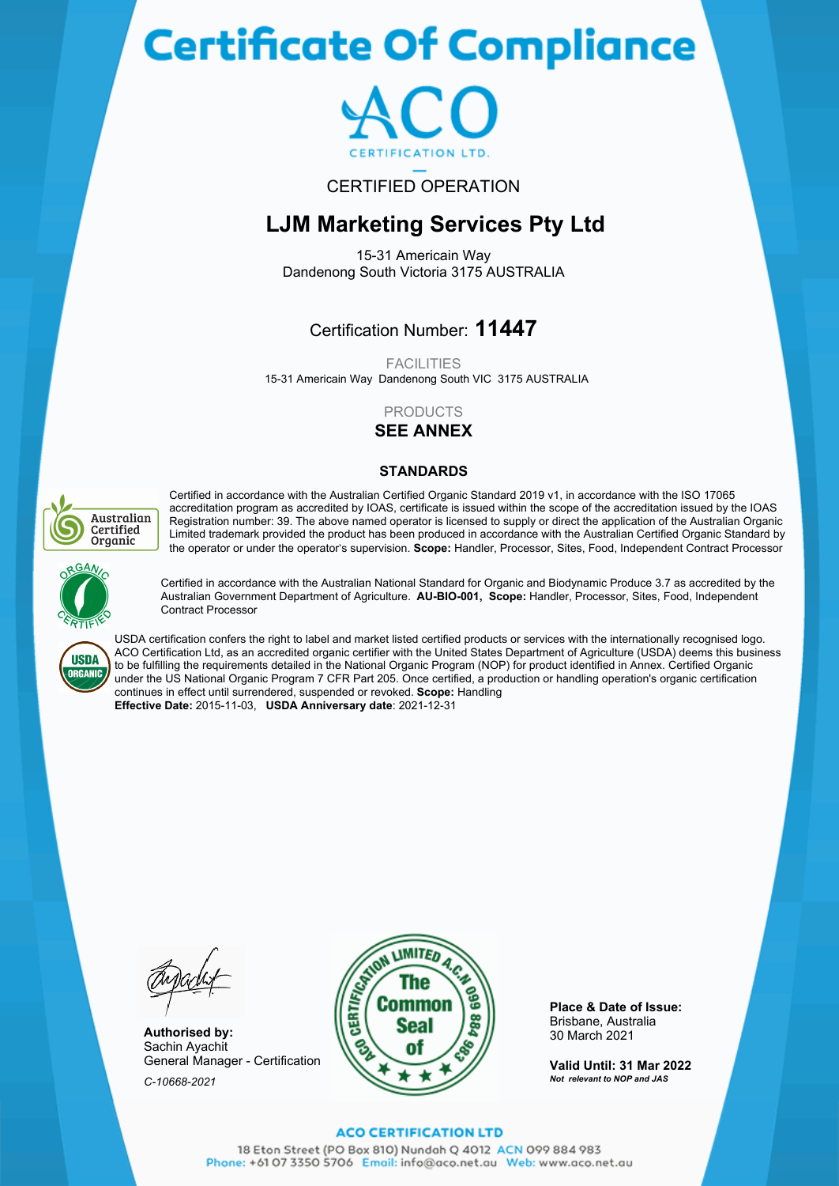# Certificate Of Compliance

ACO

CERTIFICATION LTD.

CERTIFIED OPERATION

## LJM Marketing Services Pty Ltd

15-31 Americain Way
Dandenong South Victoria 3175 AUSTRALIA

Certification Number: **11447**

FACILITIES

15-31 Americain Way Dandenong South VIC 3175 AUSTRALIA

PRODUCTS

**SEE ANNEX**

### STANDARDS

Certified in accordance with the Australian Certified Organic Standard 2019 v1, in accordance with the ISO 17065 accreditation program as accredited by IOAS, certificate is issued within the scope of the accreditation issued by the IOAS Registration number: 39. The above named operator is licensed to supply or direct the application of the Australian Organic Limited trademark provided the product has been produced in accordance with the Australian Certified Organic Standard by the operator or under the operator's supervision. **Scope:** Handler, Processor, Sites, Food, Independent Contract Processor

Certified in accordance with the Australian National Standard for Organic and Biodynamic Produce 3.7 as accredited by the Australian Government Department of Agriculture. **AU-BIO-001, Scope:** Handler, Processor, Sites, Food, Independent Contract Processor

USDA certification confers the right to label and market listed certified products or services with the internationally recognised logo. ACO Certification Ltd, as an accredited organic certifier with the United States Department of Agriculture (USDA) deems this business to be fulfilling the requirements detailed in the National Organic Program (NOP) for product identified in Annex. Certified Organic under the US National Organic Program 7 CFR Part 205. Once certified, a production or handling operation's organic certification continues in effect until surrendered, suspended or revoked. **Scope:** Handling
**Effective Date:** 2015-11-03, **USDA Anniversary date**: 2021-12-31

**Authorised by:**
Sachin Ayachit
General Manager - Certification

*C-10668-2021*

ACO CERTIFICATION LIMITED A.C.N 099 884 983 The Common Seal of

**Place & Date of Issue:**
Brisbane, Australia
30 March 2021

**Valid Until: 31 Mar 2022**
***Not relevant to NOP and JAS***

**ACO CERTIFICATION LTD**
18 Eton Street (PO Box 810) Nundah Q 4012 ACN 099 884 983
Phone: +61 07 3350 5706 Email: info@aco.net.au Web: www.aco.net.au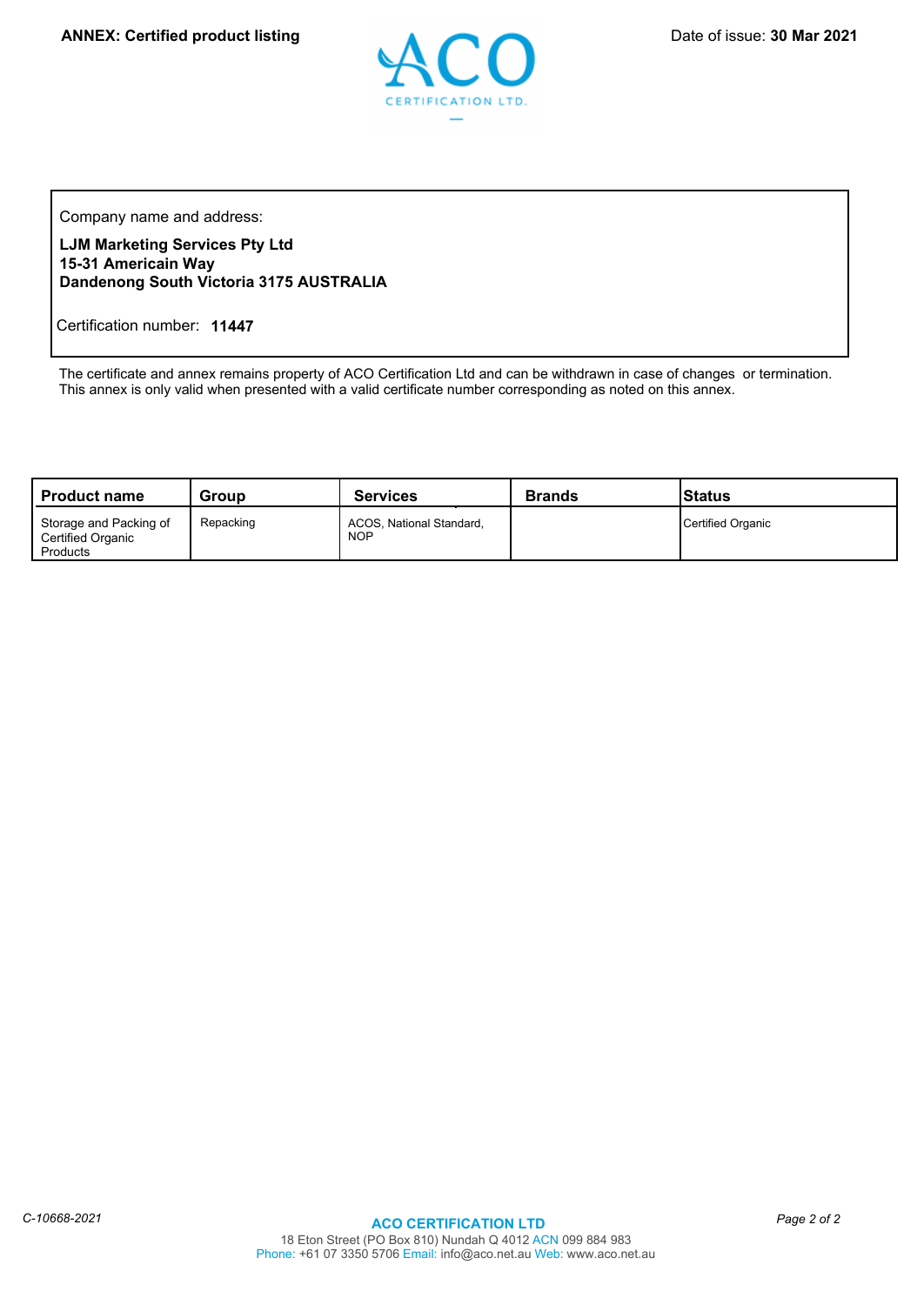**ANNEX: Certified product listing**

Date of issue: **30 Mar 2021**

Company name and address:

**LJM Marketing Services Pty Ltd**
**15-31 Americain Way**
**Dandenong South Victoria 3175 AUSTRALIA**

Certification number: **11447**

The certificate and annex remains property of ACO Certification Ltd and can be withdrawn in case of changes or termination.
This annex is only valid when presented with a valid certificate number corresponding as noted on this annex.

| Product name | Group | Services | Brands | Status |
|---|---|---|---|---|
| Storage and Packing of Certified Organic Products | Repacking | ACOS, National Standard, NOP | | Certified Organic |

*C-10668-2021*

**ACO CERTIFICATION LTD**
18 Eton Street (PO Box 810) Nundah Q 4012 ACN 099 884 983
Phone: +61 07 3350 5706 Email: info@aco.net.au Web: www.aco.net.au